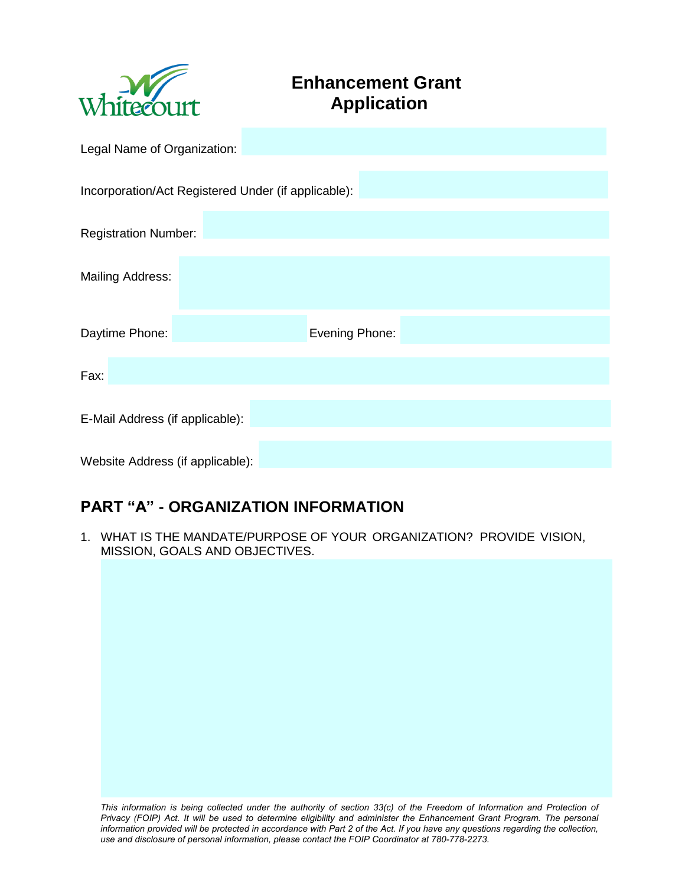Whitecourt

# Enhancement Grant Application

Legal Name of Organization:

Incorporation/Act Registered Under (if applicable):

Registration Number:

Mailing Address:

Daytime Phone: Evening Phone:

Fax:

E-Mail Address (if applicable):

Website Address (if applicable):

## PART "A" - ORGANIZATION INFORMATION

1. WHAT IS THE MANDATE/PURPOSE OF YOUR ORGANIZATION? PROVIDE VISION, MISSION, GOALS AND OBJECTIVES.

*This information is being collected under the authority of section 33(c) of the Freedom of Information and Protection of Privacy (FOIP) Act. It will be used to determine eligibility and administer the Enhancement Grant Program. The personal information provided will be protected in accordance with Part 2 of the Act. If you have any questions regarding the collection, use and disclosure of personal information, please contact the FOIP Coordinator at 780-778-2273.*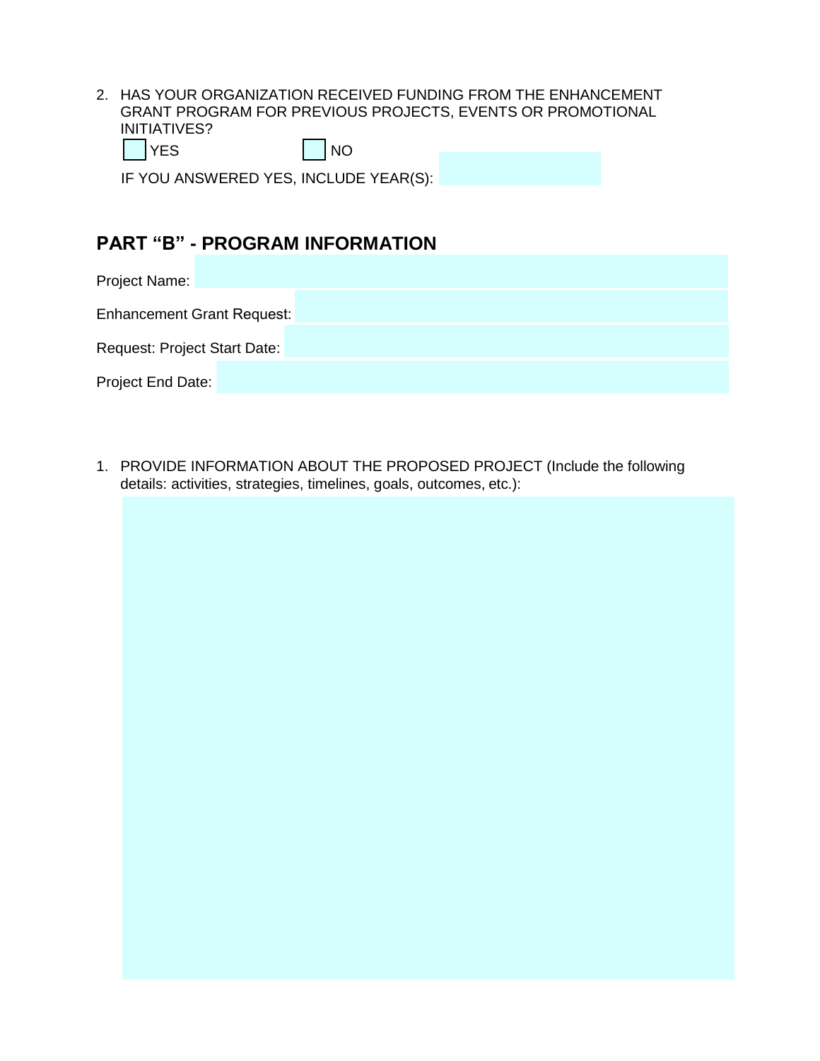2. HAS YOUR ORGANIZATION RECEIVED FUNDING FROM THE ENHANCEMENT GRANT PROGRAM FOR PREVIOUS PROJECTS, EVENTS OR PROMOTIONAL INITIATIVES?

   ☐ YES ☐ NO

   IF YOU ANSWERED YES, INCLUDE YEAR(S):

## PART "B" - PROGRAM INFORMATION

Project Name:

Enhancement Grant Request:

Request: Project Start Date:

Project End Date:

1. PROVIDE INFORMATION ABOUT THE PROPOSED PROJECT (Include the following details: activities, strategies, timelines, goals, outcomes, etc.):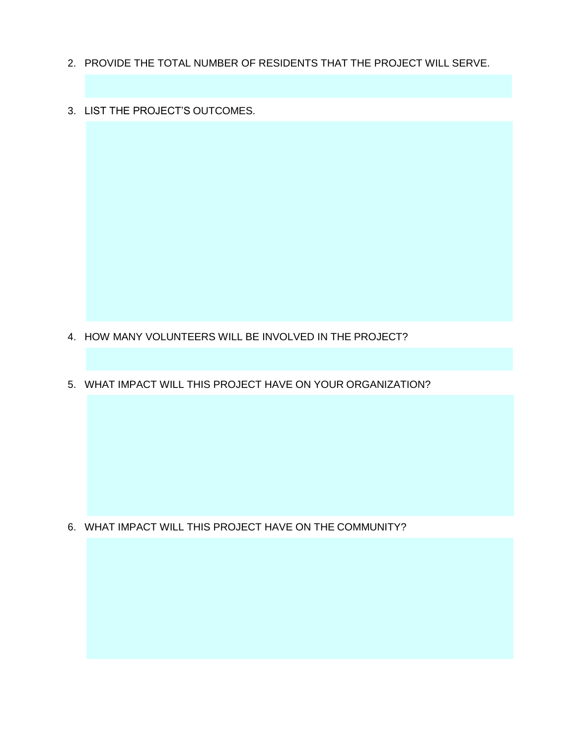2. PROVIDE THE TOTAL NUMBER OF RESIDENTS THAT THE PROJECT WILL SERVE.

3. LIST THE PROJECT'S OUTCOMES.

4. HOW MANY VOLUNTEERS WILL BE INVOLVED IN THE PROJECT?

5. WHAT IMPACT WILL THIS PROJECT HAVE ON YOUR ORGANIZATION?

6. WHAT IMPACT WILL THIS PROJECT HAVE ON THE COMMUNITY?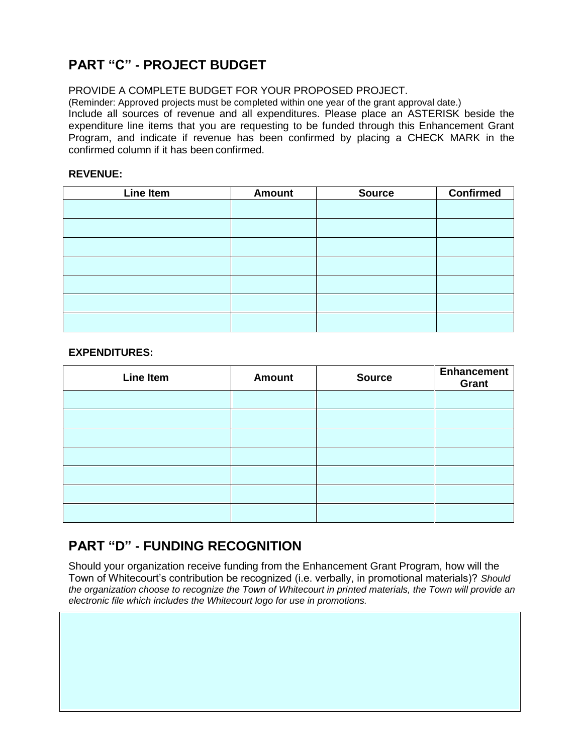## PART "C" - PROJECT BUDGET

PROVIDE A COMPLETE BUDGET FOR YOUR PROPOSED PROJECT.
(Reminder: Approved projects must be completed within one year of the grant approval date.)
Include all sources of revenue and all expenditures. Please place an ASTERISK beside the expenditure line items that you are requesting to be funded through this Enhancement Grant Program, and indicate if revenue has been confirmed by placing a CHECK MARK in the confirmed column if it has been confirmed.

**REVENUE:**

| Line Item | Amount | Source | Confirmed |
|---|---|---|---|
| | | | |
| | | | |
| | | | |
| | | | |
| | | | |
| | | | |
| | | | |

**EXPENDITURES:**

| Line Item | Amount | Source | Enhancement Grant |
|---|---|---|---|
| | | | |
| | | | |
| | | | |
| | | | |
| | | | |
| | | | |
| | | | |

## PART "D" - FUNDING RECOGNITION

Should your organization receive funding from the Enhancement Grant Program, how will the Town of Whitecourt's contribution be recognized (i.e. verbally, in promotional materials)? *Should the organization choose to recognize the Town of Whitecourt in printed materials, the Town will provide an electronic file which includes the Whitecourt logo for use in promotions.*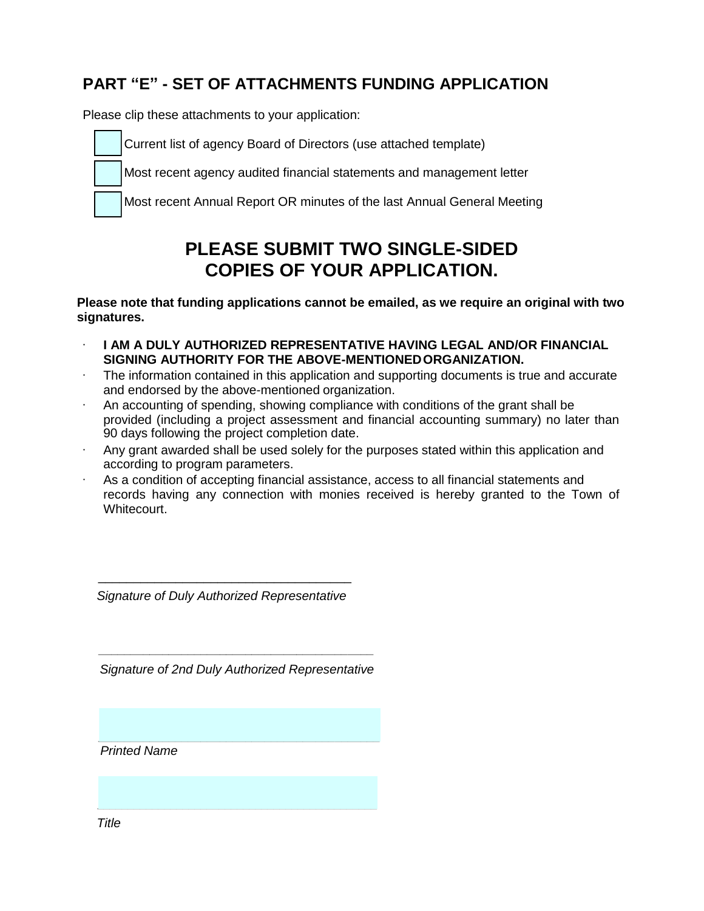## PART "E" - SET OF ATTACHMENTS FUNDING APPLICATION

Please clip these attachments to your application:

- [ ] Current list of agency Board of Directors (use attached template)
- [ ] Most recent agency audited financial statements and management letter
- [ ] Most recent Annual Report OR minutes of the last Annual General Meeting

## PLEASE SUBMIT TWO SINGLE-SIDED COPIES OF YOUR APPLICATION.

**Please note that funding applications cannot be emailed, as we require an original with two signatures.**

- **I AM A DULY AUTHORIZED REPRESENTATIVE HAVING LEGAL AND/OR FINANCIAL SIGNING AUTHORITY FOR THE ABOVE-MENTIONED ORGANIZATION.**
- The information contained in this application and supporting documents is true and accurate and endorsed by the above-mentioned organization.
- An accounting of spending, showing compliance with conditions of the grant shall be provided (including a project assessment and financial accounting summary) no later than 90 days following the project completion date.
- Any grant awarded shall be used solely for the purposes stated within this application and according to program parameters.
- As a condition of accepting financial assistance, access to all financial statements and records having any connection with monies received is hereby granted to the Town of Whitecourt.

\_\_\_\_\_\_\_\_\_\_\_\_\_\_\_\_\_\_\_\_\_\_\_\_\_\_\_\_\_\_\_\_\_\_\_
*Signature of Duly Authorized Representative*

\_\_\_\_\_\_\_\_\_\_\_\_\_\_\_\_\_\_\_\_\_\_\_\_\_\_\_\_\_\_\_\_\_\_\_
*Signature of 2nd Duly Authorized Representative*

\_\_\_\_\_\_\_\_\_\_\_\_\_\_\_\_\_\_\_\_\_\_\_\_\_\_\_\_\_\_\_\_\_\_\_
*Printed Name*

\_\_\_\_\_\_\_\_\_\_\_\_\_\_\_\_\_\_\_\_\_\_\_\_\_\_\_\_\_\_\_\_\_\_\_
*Title*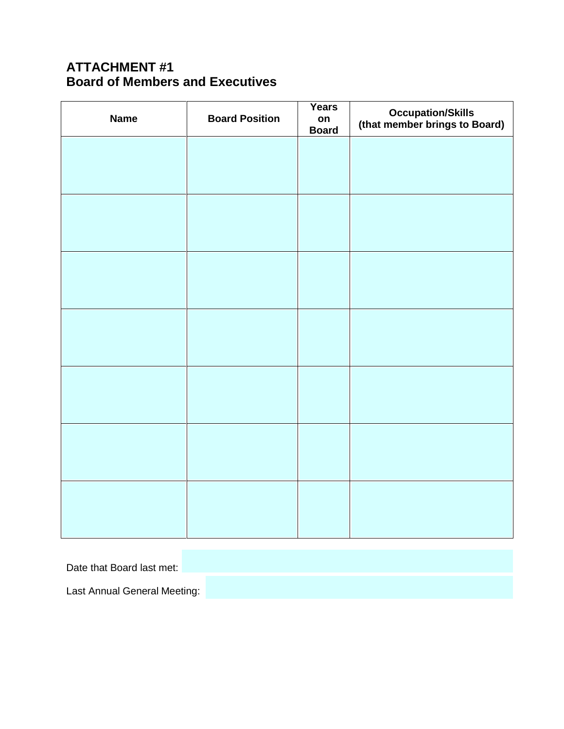## ATTACHMENT #1
## Board of Members and Executives

| Name | Board Position | Years on Board | Occupation/Skills (that member brings to Board) |
|---|---|---|---|
| | | | |
| | | | |
| | | | |
| | | | |
| | | | |
| | | | |
| | | | |

Date that Board last met:

Last Annual General Meeting: